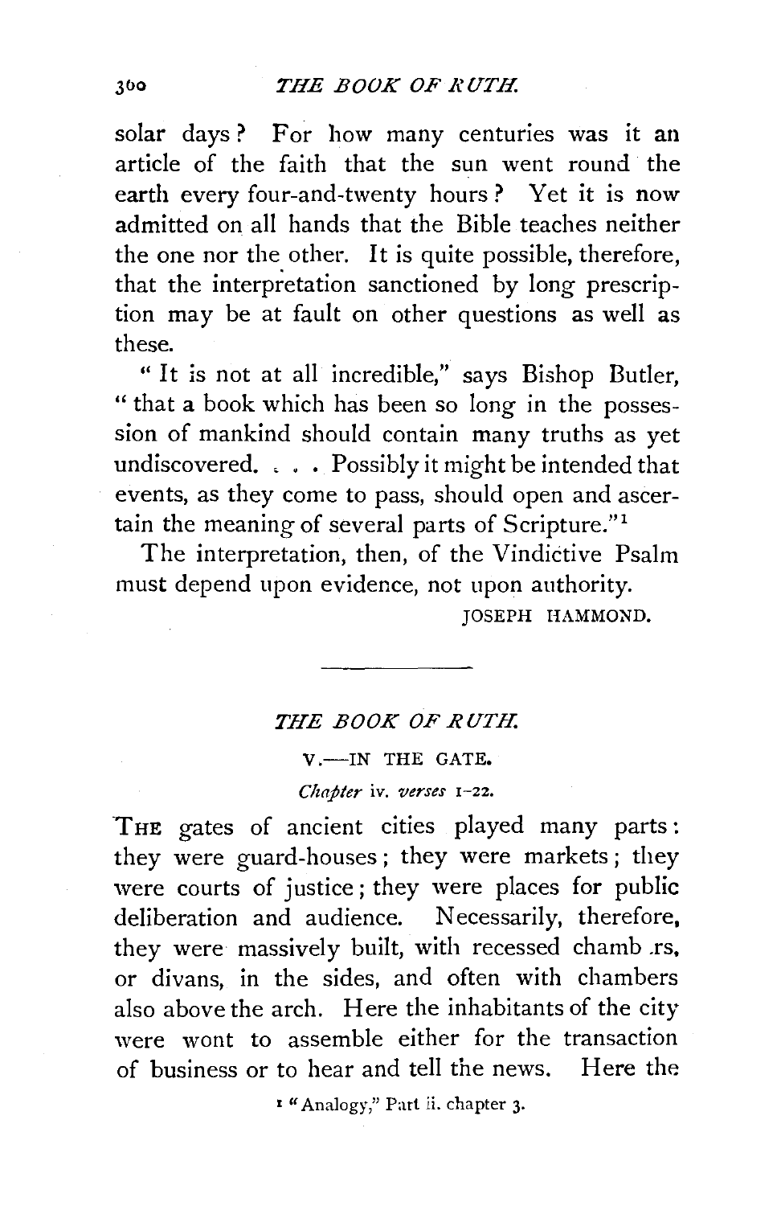solar days? For how many centuries was it an article of the faith that the sun went round the earth every four-and-twenty hours? Yet it is now admitted on all hands that the Bible teaches neither the one nor the other. It is quite possible, therefore, that the interpretation sanctioned by long prescription may be at fault on other questions as well as these.

"It is not at all incredible," says Bishop Butler, "that a book which has been so long in the possession of mankind should contain many truths as yet undiscovered. . . . Possibly it might be intended that events, as they come to pass, should open and ascertain the meaning of several parts of Scripture."[1]

The interpretation, then, of the Vindictive Psalm must depend upon evidence, not upon authority.

JOSEPH HAMMOND.

---

## *THE BOOK OF RUTH.*

### V.—IN THE GATE.

*Chapter* iv. *verses* 1–22.

THE gates of ancient cities played many parts: they were guard-houses; they were markets; they were courts of justice; they were places for public deliberation and audience. Necessarily, therefore, they were massively built, with recessed chambers, or divans, in the sides, and often with chambers also above the arch. Here the inhabitants of the city were wont to assemble either for the transaction of business or to hear and tell the news. Here the

[1] "Analogy," Part ii. chapter 3.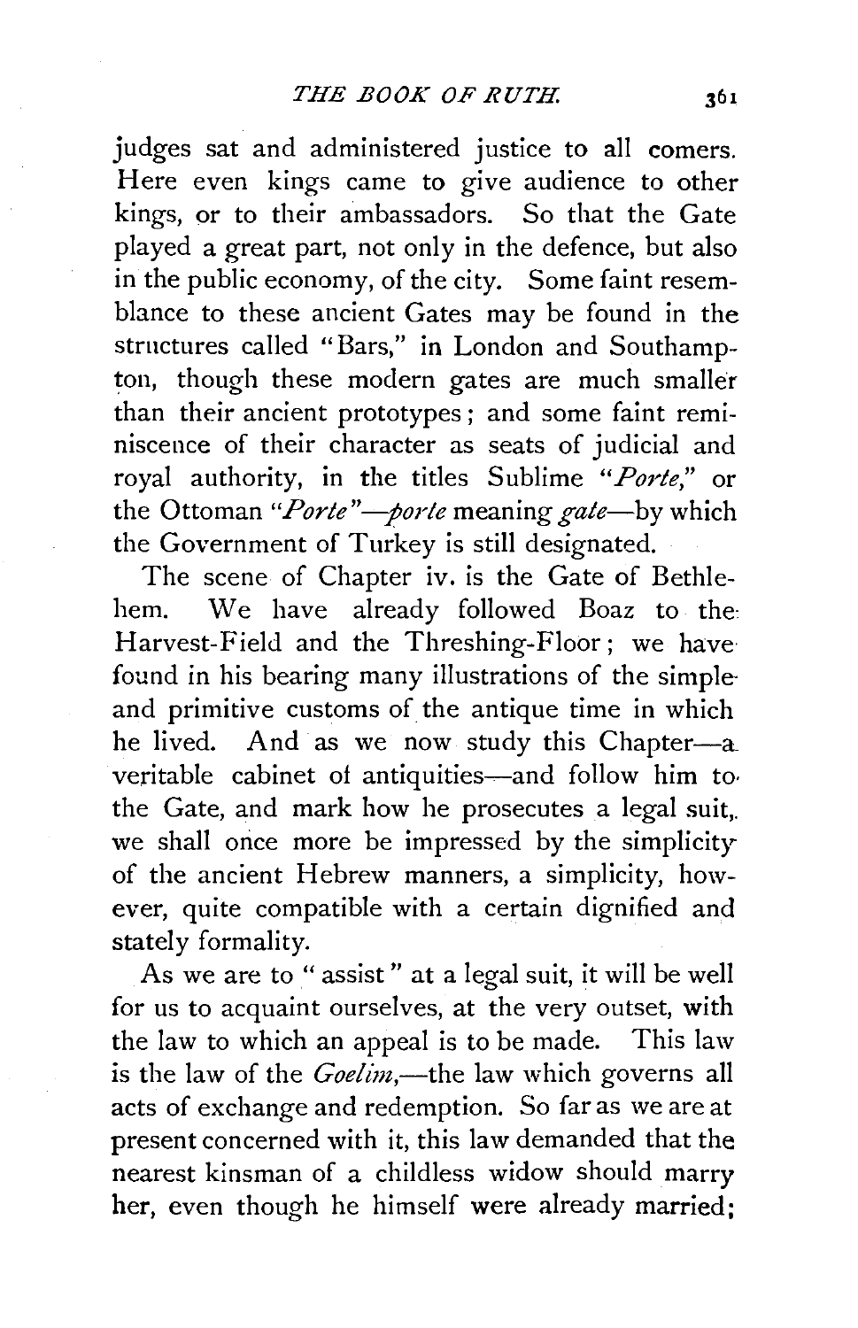judges sat and administered justice to all comers. Here even kings came to give audience to other kings, or to their ambassadors. So that the Gate played a great part, not only in the defence, but also in the public economy, of the city. Some faint resemblance to these ancient Gates may be found in the structures called "Bars," in London and Southampton, though these modern gates are much smaller than their ancient prototypes; and some faint reminiscence of their character as seats of judicial and royal authority, in the titles Sublime "*Porte*," or the Ottoman "*Porte*"—*porte* meaning *gate*—by which the Government of Turkey is still designated.

The scene of Chapter iv. is the Gate of Bethlehem. We have already followed Boaz to the Harvest-Field and the Threshing-Floor; we have found in his bearing many illustrations of the simple and primitive customs of the antique time in which he lived. And as we now study this Chapter—a veritable cabinet of antiquities—and follow him to the Gate, and mark how he prosecutes a legal suit, we shall once more be impressed by the simplicity of the ancient Hebrew manners, a simplicity, however, quite compatible with a certain dignified and stately formality.

As we are to "assist" at a legal suit, it will be well for us to acquaint ourselves, at the very outset, with the law to which an appeal is to be made. This law is the law of the *Goelim*,—the law which governs all acts of exchange and redemption. So far as we are at present concerned with it, this law demanded that the nearest kinsman of a childless widow should marry her, even though he himself were already married;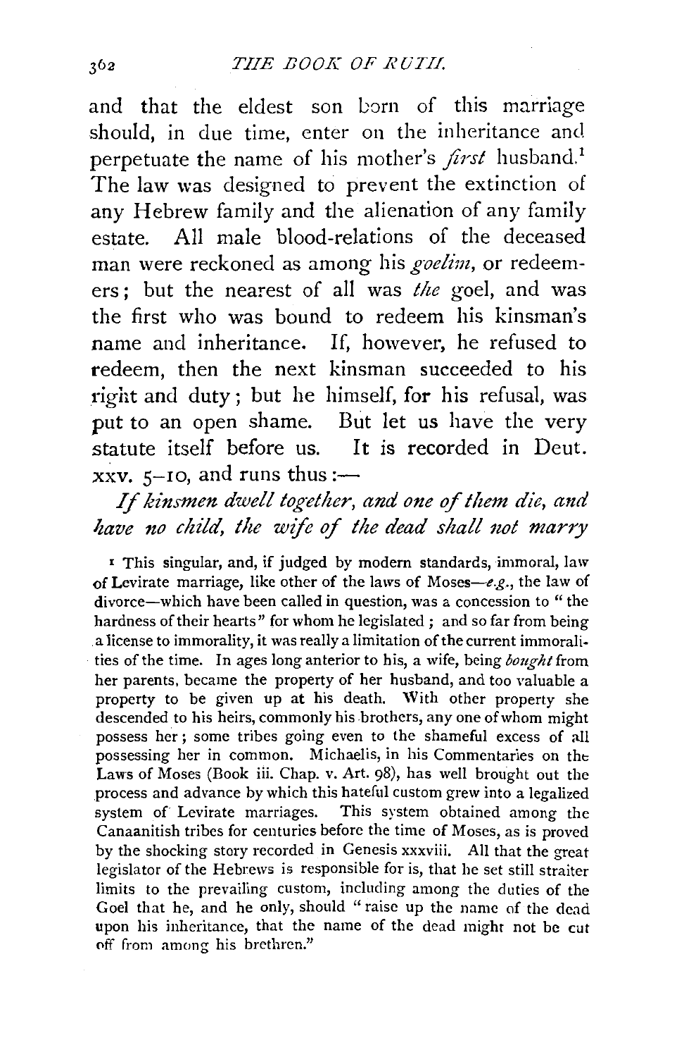and that the eldest son born of this marriage should, in due time, enter on the inheritance and perpetuate the name of his mother's *first* husband.[1] The law was designed to prevent the extinction of any Hebrew family and the alienation of any family estate. All male blood-relations of the deceased man were reckoned as among his *goelim*, or redeemers; but the nearest of all was *the* goel, and was the first who was bound to redeem his kinsman's name and inheritance. If, however, he refused to redeem, then the next kinsman succeeded to his right and duty; but he himself, for his refusal, was put to an open shame. But let us have the very statute itself before us. It is recorded in Deut. xxv. 5–10, and runs thus:—

*If kinsmen dwell together, and one of them die, and have no child, the wife of the dead shall not marry*

[1] This singular, and, if judged by modern standards, immoral, law of Levirate marriage, like other of the laws of Moses—*e.g.*, the law of divorce—which have been called in question, was a concession to "the hardness of their hearts" for whom he legislated; and so far from being a license to immorality, it was really a limitation of the current immoralities of the time. In ages long anterior to his, a wife, being *bought* from her parents, became the property of her husband, and too valuable a property to be given up at his death. With other property she descended to his heirs, commonly his brothers, any one of whom might possess her; some tribes going even to the shameful excess of all possessing her in common. Michaelis, in his Commentaries on the Laws of Moses (Book iii. Chap. v. Art. 98), has well brought out the process and advance by which this hateful custom grew into a legalized system of Levirate marriages. This system obtained among the Canaanitish tribes for centuries before the time of Moses, as is proved by the shocking story recorded in Genesis xxxviii. All that the great legislator of the Hebrews is responsible for is, that he set still straiter limits to the prevailing custom, including among the duties of the Goel that he, and he only, should "raise up the name of the dead upon his inheritance, that the name of the dead might not be cut off from among his brethren."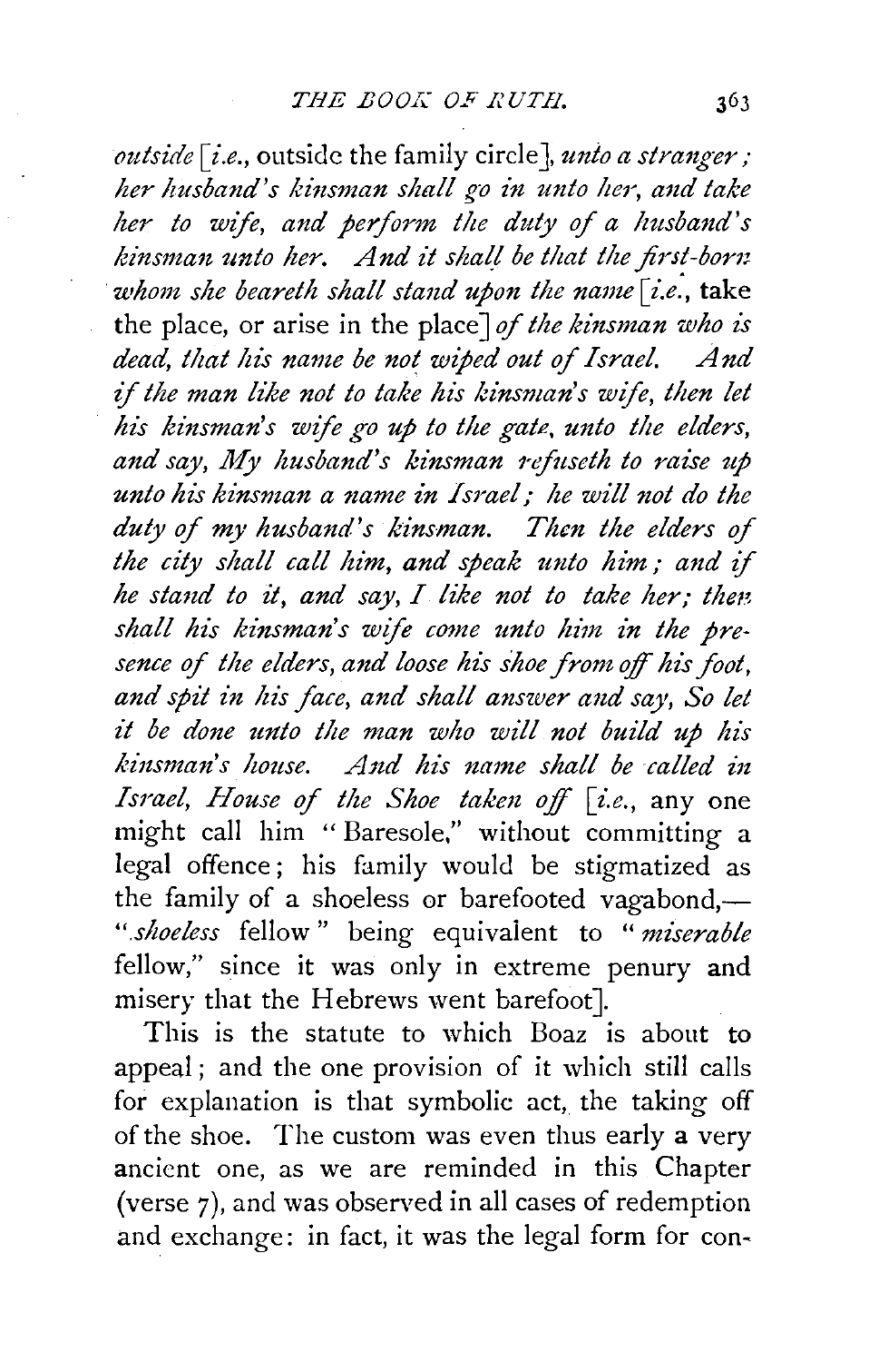*outside* [*i.e.*, outside the family circle], *unto a stranger; her husband's kinsman shall go in unto her, and take her to wife, and perform the duty of a husband's kinsman unto her. And it shall be that the first-born whom she beareth shall stand upon the name* [*i.e.*, take the place, or arise in the place] *of the kinsman who is dead, that his name be not wiped out of Israel. And if the man like not to take his kinsman's wife, then let his kinsman's wife go up to the gate, unto the elders, and say, My husband's kinsman refuseth to raise up unto his kinsman a name in Israel; he will not do the duty of my husband's kinsman. Then the elders of the city shall call him, and speak unto him; and if he stand to it, and say, I like not to take her; then shall his kinsman's wife come unto him in the presence of the elders, and loose his shoe from off his foot, and spit in his face, and shall answer and say, So let it be done unto the man who will not build up his kinsman's house. And his name shall be called in Israel, House of the Shoe taken off* [*i.e.*, any one might call him "Baresole," without committing a legal offence; his family would be stigmatized as the family of a shoeless or barefooted vagabond,—"*shoeless* fellow" being equivalent to "*miserable* fellow," since it was only in extreme penury and misery that the Hebrews went barefoot].

This is the statute to which Boaz is about to appeal; and the one provision of it which still calls for explanation is that symbolic act, the taking off of the shoe. The custom was even thus early a very ancient one, as we are reminded in this Chapter (verse 7), and was observed in all cases of redemption and exchange: in fact, it was the legal form for con-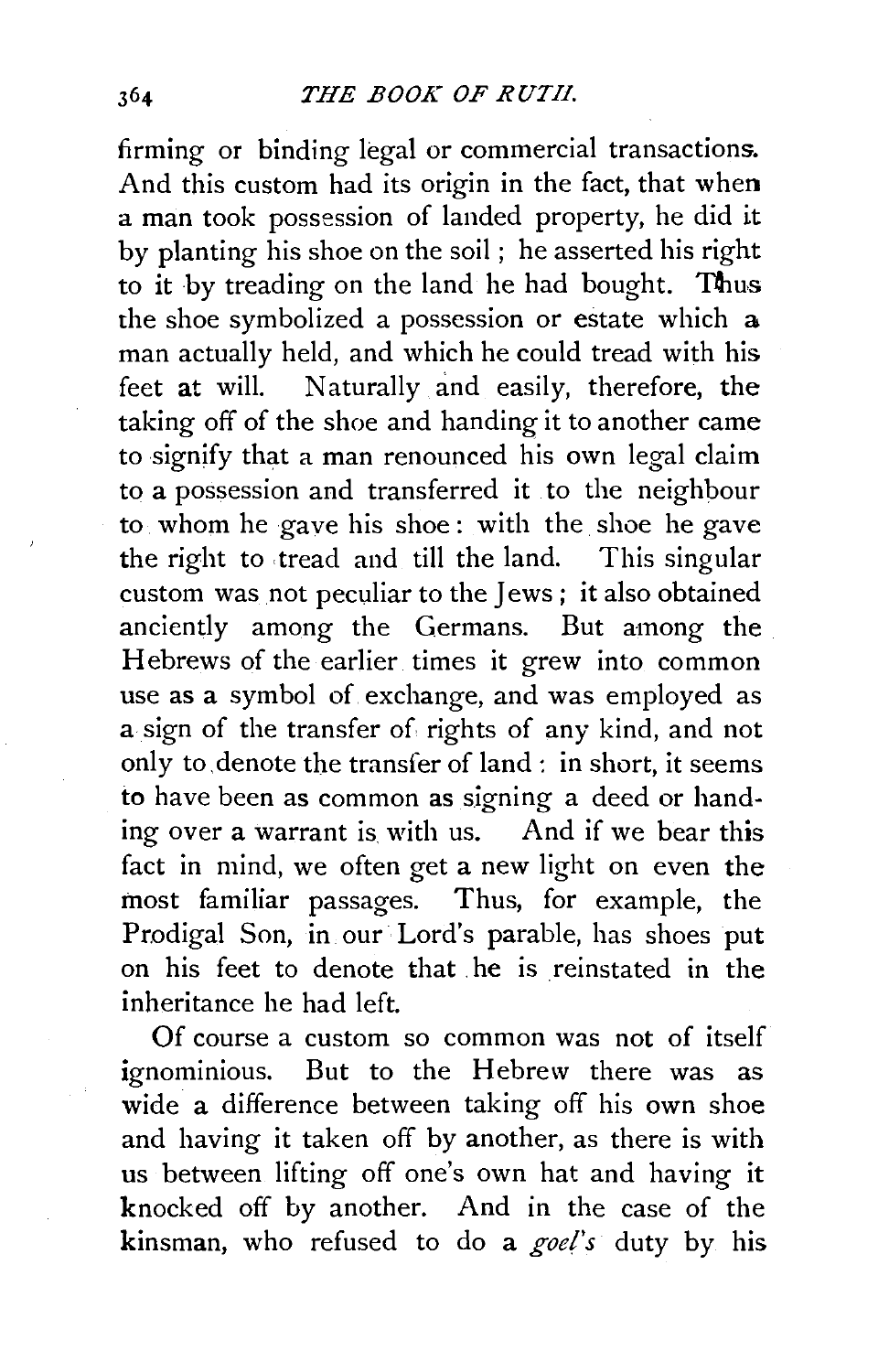firming or binding legal or commercial transactions. And this custom had its origin in the fact, that when a man took possession of landed property, he did it by planting his shoe on the soil; he asserted his right to it by treading on the land he had bought. Thus the shoe symbolized a possession or estate which a man actually held, and which he could tread with his feet at will. Naturally and easily, therefore, the taking off of the shoe and handing it to another came to signify that a man renounced his own legal claim to a possession and transferred it to the neighbour to whom he gave his shoe: with the shoe he gave the right to tread and till the land. This singular custom was not peculiar to the Jews; it also obtained anciently among the Germans. But among the Hebrews of the earlier times it grew into common use as a symbol of exchange, and was employed as a sign of the transfer of rights of any kind, and not only to denote the transfer of land: in short, it seems to have been as common as signing a deed or handing over a warrant is with us. And if we bear this fact in mind, we often get a new light on even the most familiar passages. Thus, for example, the Prodigal Son, in our Lord's parable, has shoes put on his feet to denote that he is reinstated in the inheritance he had left.

Of course a custom so common was not of itself ignominious. But to the Hebrew there was as wide a difference between taking off his own shoe and having it taken off by another, as there is with us between lifting off one's own hat and having it knocked off by another. And in the case of the kinsman, who refused to do a *goel's* duty by his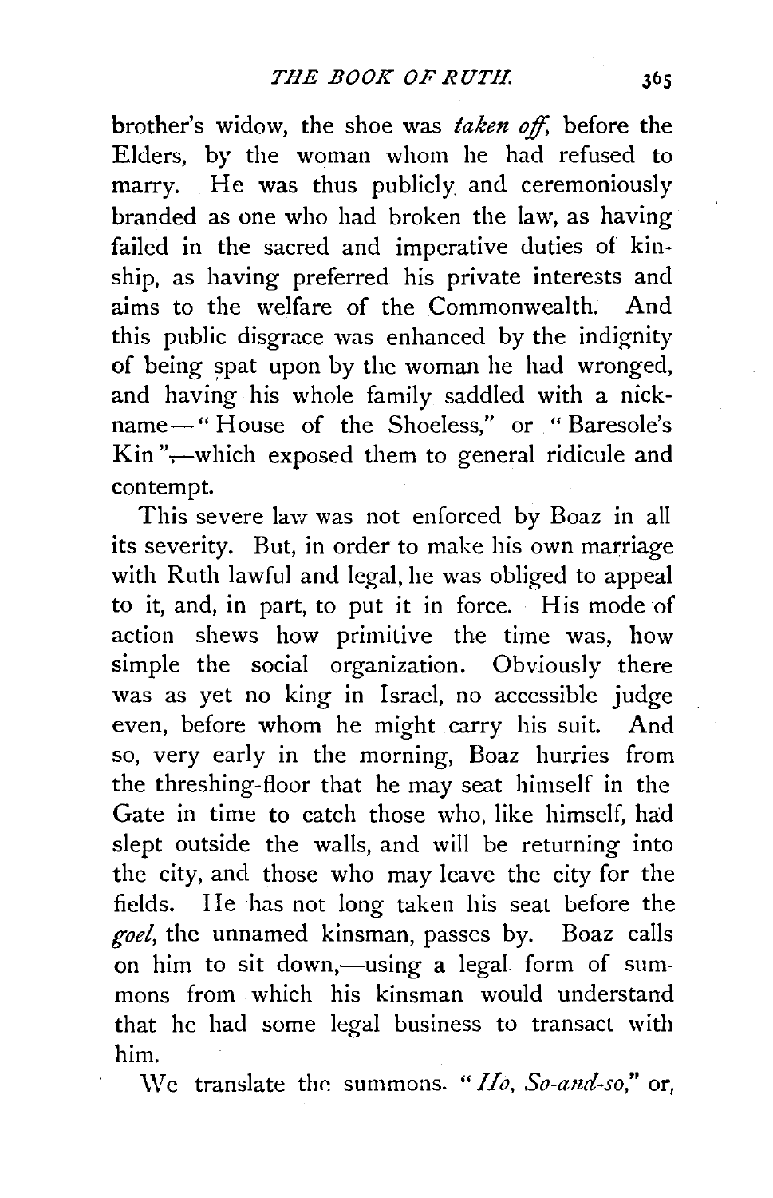brother's widow, the shoe was *taken off*, before the Elders, by the woman whom he had refused to marry. He was thus publicly and ceremoniously branded as one who had broken the law, as having failed in the sacred and imperative duties of kinship, as having preferred his private interests and aims to the welfare of the Commonwealth. And this public disgrace was enhanced by the indignity of being spat upon by the woman he had wronged, and having his whole family saddled with a nickname—"House of the Shoeless," or "Baresole's Kin",—which exposed them to general ridicule and contempt.

This severe law was not enforced by Boaz in all its severity. But, in order to make his own marriage with Ruth lawful and legal, he was obliged to appeal to it, and, in part, to put it in force. His mode of action shews how primitive the time was, how simple the social organization. Obviously there was as yet no king in Israel, no accessible judge even, before whom he might carry his suit. And so, very early in the morning, Boaz hurries from the threshing-floor that he may seat himself in the Gate in time to catch those who, like himself, had slept outside the walls, and will be returning into the city, and those who may leave the city for the fields. He has not long taken his seat before the *goel*, the unnamed kinsman, passes by. Boaz calls on him to sit down,—using a legal form of summons from which his kinsman would understand that he had some legal business to transact with him.

We translate the summons. "*Ho, So-and-so*," or,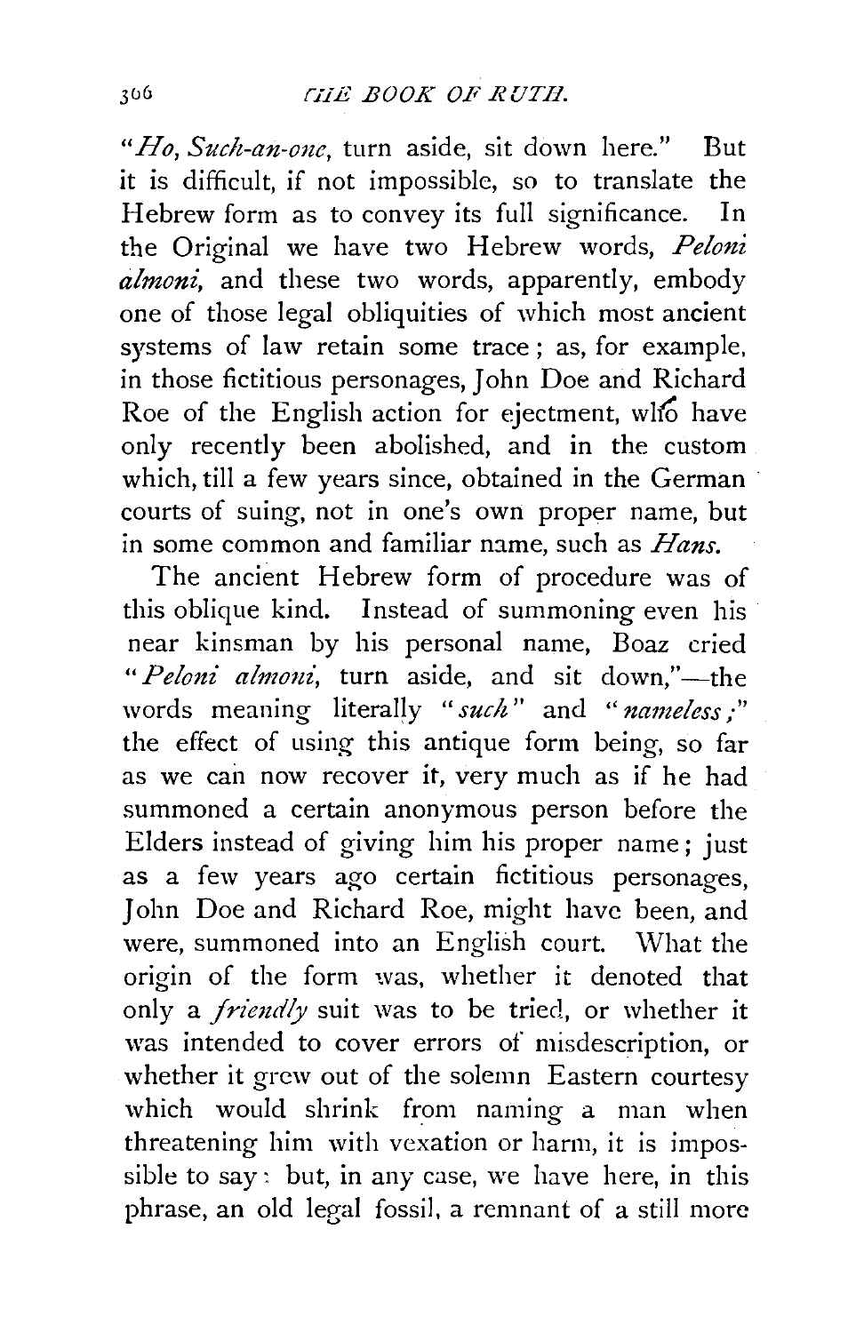"*Ho, Such-an-one*, turn aside, sit down here." But it is difficult, if not impossible, so to translate the Hebrew form as to convey its full significance. In the Original we have two Hebrew words, *Peloni almoni*, and these two words, apparently, embody one of those legal obliquities of which most ancient systems of law retain some trace; as, for example, in those fictitious personages, John Doe and Richard Roe of the English action for ejectment, who have only recently been abolished, and in the custom which, till a few years since, obtained in the German courts of suing, not in one's own proper name, but in some common and familiar name, such as *Hans*.

The ancient Hebrew form of procedure was of this oblique kind. Instead of summoning even his near kinsman by his personal name, Boaz cried "*Peloni almoni*, turn aside, and sit down,"—the words meaning literally "*such*" and "*nameless*;" the effect of using this antique form being, so far as we can now recover it, very much as if he had summoned a certain anonymous person before the Elders instead of giving him his proper name; just as a few years ago certain fictitious personages, John Doe and Richard Roe, might have been, and were, summoned into an English court. What the origin of the form was, whether it denoted that only a *friendly* suit was to be tried, or whether it was intended to cover errors of misdescription, or whether it grew out of the solemn Eastern courtesy which would shrink from naming a man when threatening him with vexation or harm, it is impossible to say: but, in any case, we have here, in this phrase, an old legal fossil, a remnant of a still more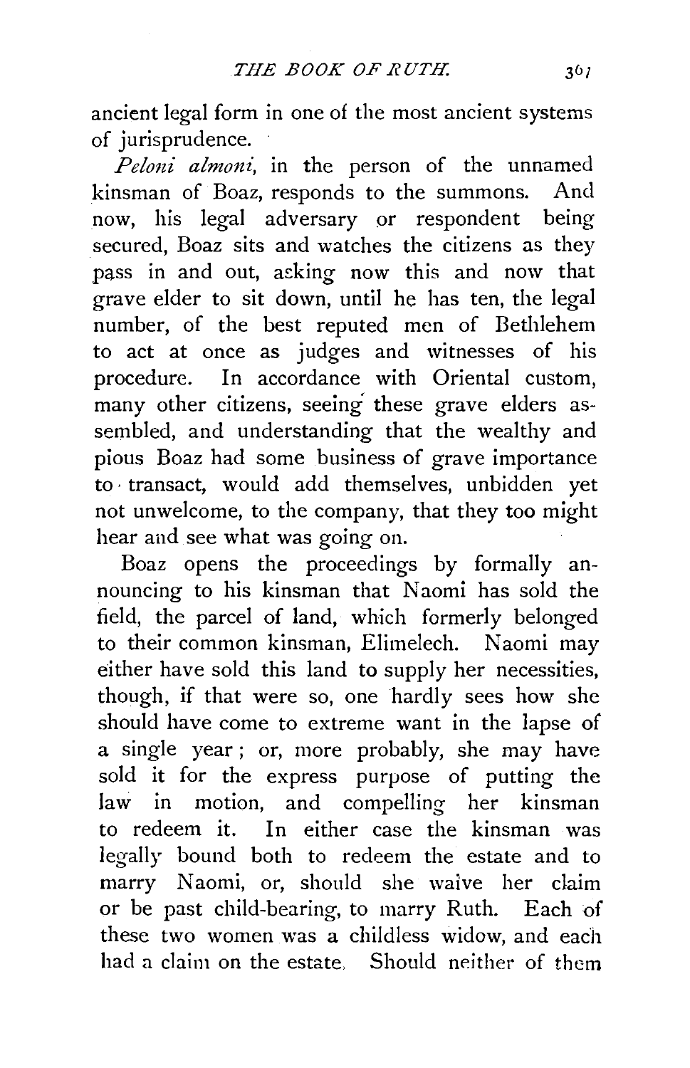ancient legal form in one of the most ancient systems of jurisprudence.

*Peloni almoni*, in the person of the unnamed kinsman of Boaz, responds to the summons. And now, his legal adversary or respondent being secured, Boaz sits and watches the citizens as they pass in and out, asking now this and now that grave elder to sit down, until he has ten, the legal number, of the best reputed men of Bethlehem to act at once as judges and witnesses of his procedure. In accordance with Oriental custom, many other citizens, seeing these grave elders assembled, and understanding that the wealthy and pious Boaz had some business of grave importance to transact, would add themselves, unbidden yet not unwelcome, to the company, that they too might hear and see what was going on.

Boaz opens the proceedings by formally announcing to his kinsman that Naomi has sold the field, the parcel of land, which formerly belonged to their common kinsman, Elimelech. Naomi may either have sold this land to supply her necessities, though, if that were so, one hardly sees how she should have come to extreme want in the lapse of a single year; or, more probably, she may have sold it for the express purpose of putting the law in motion, and compelling her kinsman to redeem it. In either case the kinsman was legally bound both to redeem the estate and to marry Naomi, or, should she waive her claim or be past child-bearing, to marry Ruth. Each of these two women was a childless widow, and each had a claim on the estate. Should neither of them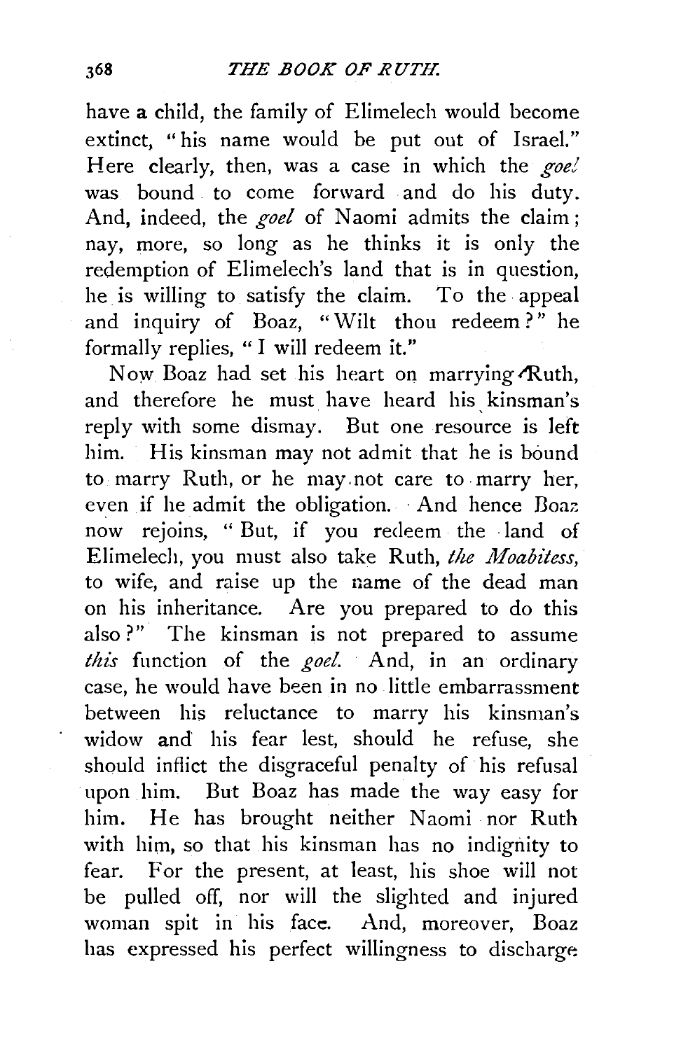have a child, the family of Elimelech would become extinct, "his name would be put out of Israel." Here clearly, then, was a case in which the *goel* was bound to come forward and do his duty. And, indeed, the *goel* of Naomi admits the claim; nay, more, so long as he thinks it is only the redemption of Elimelech's land that is in question, he is willing to satisfy the claim. To the appeal and inquiry of Boaz, "Wilt thou redeem?" he formally replies, "I will redeem it."

Now Boaz had set his heart on marrying Ruth, and therefore he must have heard his kinsman's reply with some dismay. But one resource is left him. His kinsman may not admit that he is bound to marry Ruth, or he may not care to marry her, even if he admit the obligation. And hence Boaz now rejoins, "But, if you redeem the land of Elimelech, you must also take Ruth, *the Moabitess*, to wife, and raise up the name of the dead man on his inheritance. Are you prepared to do this also?" The kinsman is not prepared to assume *this* function of the *goel*. And, in an ordinary case, he would have been in no little embarrassment between his reluctance to marry his kinsman's widow and his fear lest, should he refuse, she should inflict the disgraceful penalty of his refusal upon him. But Boaz has made the way easy for him. He has brought neither Naomi nor Ruth with him, so that his kinsman has no indignity to fear. For the present, at least, his shoe will not be pulled off, nor will the slighted and injured woman spit in his face. And, moreover, Boaz has expressed his perfect willingness to discharge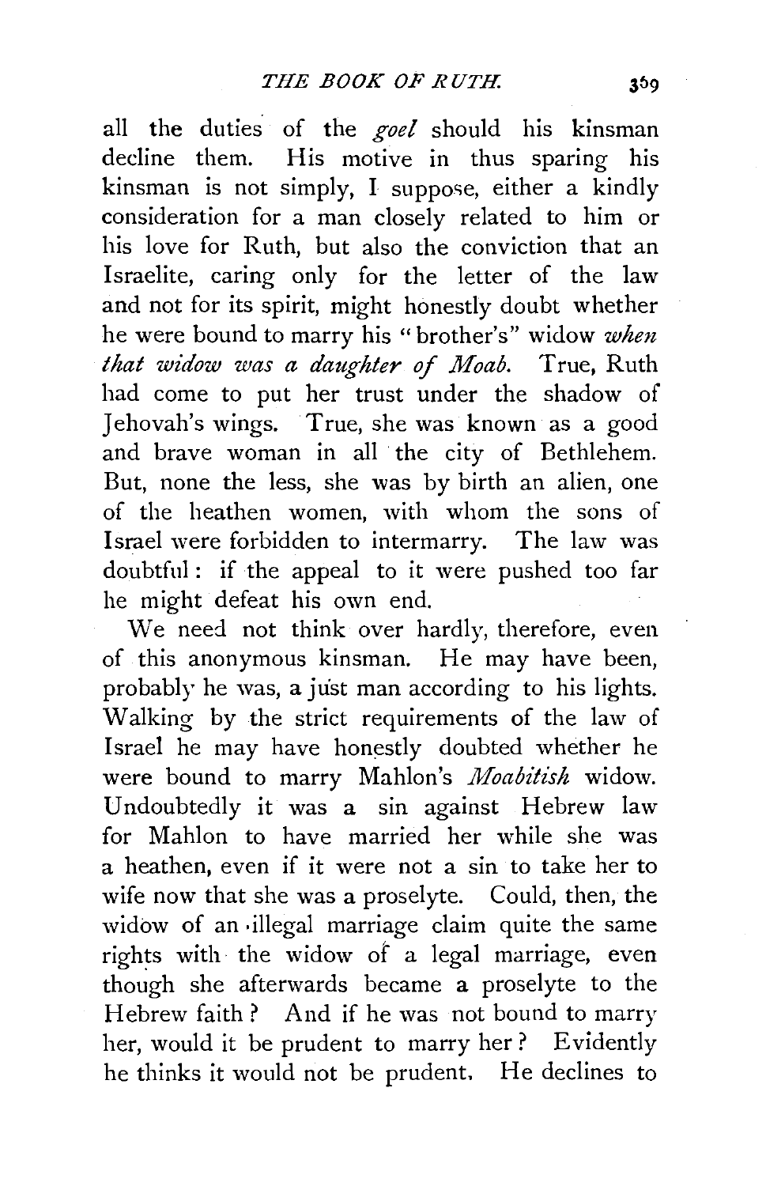all the duties of the *goel* should his kinsman decline them. His motive in thus sparing his kinsman is not simply, I suppose, either a kindly consideration for a man closely related to him or his love for Ruth, but also the conviction that an Israelite, caring only for the letter of the law and not for its spirit, might honestly doubt whether he were bound to marry his "brother's" widow *when that widow was a daughter of Moab.* True, Ruth had come to put her trust under the shadow of Jehovah's wings. True, she was known as a good and brave woman in all the city of Bethlehem. But, none the less, she was by birth an alien, one of the heathen women, with whom the sons of Israel were forbidden to intermarry. The law was doubtful: if the appeal to it were pushed too far he might defeat his own end.

We need not think over hardly, therefore, even of this anonymous kinsman. He may have been, probably he was, a just man according to his lights. Walking by the strict requirements of the law of Israel he may have honestly doubted whether he were bound to marry Mahlon's *Moabitish* widow. Undoubtedly it was a sin against Hebrew law for Mahlon to have married her while she was a heathen, even if it were not a sin to take her to wife now that she was a proselyte. Could, then, the widow of an illegal marriage claim quite the same rights with the widow of a legal marriage, even though she afterwards became a proselyte to the Hebrew faith? And if he was not bound to marry her, would it be prudent to marry her? Evidently he thinks it would not be prudent. He declines to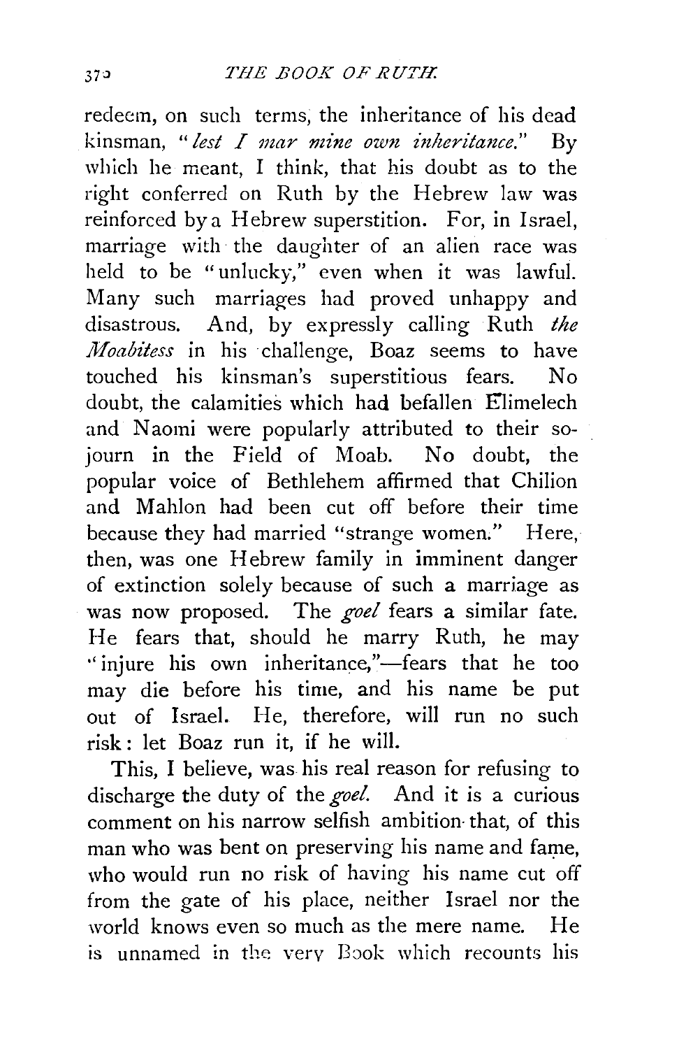redeem, on such terms, the inheritance of his dead kinsman, "*lest I mar mine own inheritance.*" By which he meant, I think, that his doubt as to the right conferred on Ruth by the Hebrew law was reinforced by a Hebrew superstition. For, in Israel, marriage with the daughter of an alien race was held to be "unlucky," even when it was lawful. Many such marriages had proved unhappy and disastrous. And, by expressly calling Ruth *the Moabitess* in his challenge, Boaz seems to have touched his kinsman's superstitious fears. No doubt, the calamities which had befallen Elimelech and Naomi were popularly attributed to their sojourn in the Field of Moab. No doubt, the popular voice of Bethlehem affirmed that Chilion and Mahlon had been cut off before their time because they had married "strange women." Here, then, was one Hebrew family in imminent danger of extinction solely because of such a marriage as was now proposed. The *goel* fears a similar fate. He fears that, should he marry Ruth, he may "injure his own inheritance,"—fears that he too may die before his time, and his name be put out of Israel. He, therefore, will run no such risk: let Boaz run it, if he will.

This, I believe, was his real reason for refusing to discharge the duty of the *goel*. And it is a curious comment on his narrow selfish ambition that, of this man who was bent on preserving his name and fame, who would run no risk of having his name cut off from the gate of his place, neither Israel nor the world knows even so much as the mere name. He is unnamed in the very Book which recounts his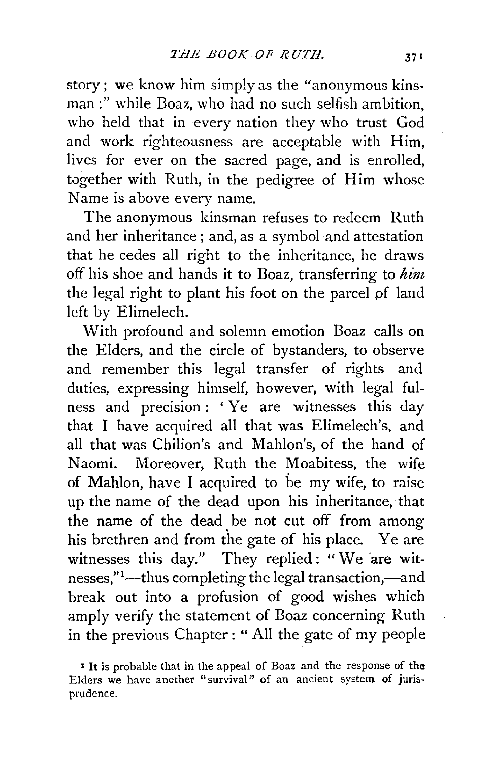story; we know him simply as the "anonymous kinsman:" while Boaz, who had no such selfish ambition, who held that in every nation they who trust God and work righteousness are acceptable with Him, lives for ever on the sacred page, and is enrolled, together with Ruth, in the pedigree of Him whose Name is above every name.

The anonymous kinsman refuses to redeem Ruth and her inheritance; and, as a symbol and attestation that he cedes all right to the inheritance, he draws off his shoe and hands it to Boaz, transferring to *him* the legal right to plant his foot on the parcel of land left by Elimelech.

With profound and solemn emotion Boaz calls on the Elders, and the circle of bystanders, to observe and remember this legal transfer of rights and duties, expressing himself, however, with legal fulness and precision: 'Ye are witnesses this day that I have acquired all that was Elimelech's, and all that was Chilion's and Mahlon's, of the hand of Naomi. Moreover, Ruth the Moabitess, the wife of Mahlon, have I acquired to be my wife, to raise up the name of the dead upon his inheritance, that the name of the dead be not cut off from among his brethren and from the gate of his place. Ye are witnesses this day." They replied: "We are witnesses,"[1]—thus completing the legal transaction,—and break out into a profusion of good wishes which amply verify the statement of Boaz concerning Ruth in the previous Chapter: "All the gate of my people

[1] It is probable that in the appeal of Boaz and the response of the Elders we have another "survival" of an ancient system of jurisprudence.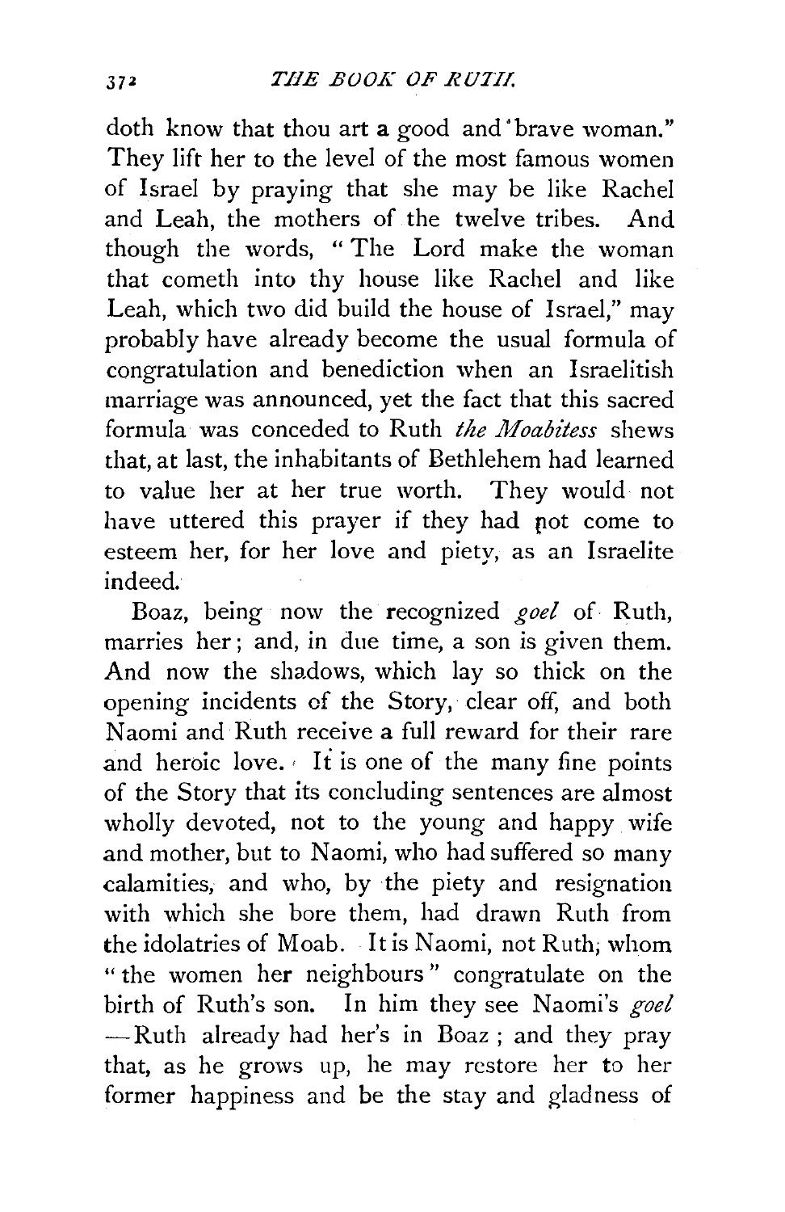doth know that thou art a good and brave woman." They lift her to the level of the most famous women of Israel by praying that she may be like Rachel and Leah, the mothers of the twelve tribes. And though the words, "The Lord make the woman that cometh into thy house like Rachel and like Leah, which two did build the house of Israel," may probably have already become the usual formula of congratulation and benediction when an Israelitish marriage was announced, yet the fact that this sacred formula was conceded to Ruth *the Moabitess* shews that, at last, the inhabitants of Bethlehem had learned to value her at her true worth. They would not have uttered this prayer if they had not come to esteem her, for her love and piety, as an Israelite indeed.

Boaz, being now the recognized *goel* of Ruth, marries her; and, in due time, a son is given them. And now the shadows, which lay so thick on the opening incidents of the Story, clear off, and both Naomi and Ruth receive a full reward for their rare and heroic love. It is one of the many fine points of the Story that its concluding sentences are almost wholly devoted, not to the young and happy wife and mother, but to Naomi, who had suffered so many calamities, and who, by the piety and resignation with which she bore them, had drawn Ruth from the idolatries of Moab. It is Naomi, not Ruth, whom "the women her neighbours" congratulate on the birth of Ruth's son. In him they see Naomi's *goel* —Ruth already had her's in Boaz; and they pray that, as he grows up, he may restore her to her former happiness and be the stay and gladness of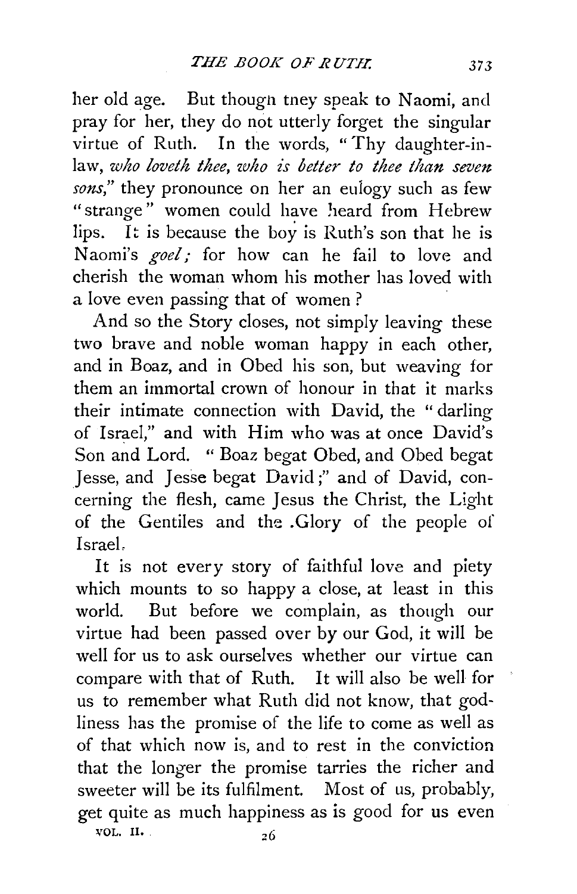her old age. But though tney speak to Naomi, and pray for her, they do not utterly forget the singular virtue of Ruth. In the words, "Thy daughter-in-law, *who loveth thee, who is better to thee than seven sons*," they pronounce on her an eulogy such as few "strange" women could have heard from Hebrew lips. It is because the boy is Ruth's son that he is Naomi's *goel;* for how can he fail to love and cherish the woman whom his mother has loved with a love even passing that of women?

And so the Story closes, not simply leaving these two brave and noble woman happy in each other, and in Boaz, and in Obed his son, but weaving for them an immortal crown of honour in that it marks their intimate connection with David, the "darling of Israel," and with Him who was at once David's Son and Lord. "Boaz begat Obed, and Obed begat Jesse, and Jesse begat David;" and of David, concerning the flesh, came Jesus the Christ, the Light of the Gentiles and the Glory of the people of Israel.

It is not every story of faithful love and piety which mounts to so happy a close, at least in this world. But before we complain, as though our virtue had been passed over by our God, it will be well for us to ask ourselves whether our virtue can compare with that of Ruth. It will also be well for us to remember what Ruth did not know, that godliness has the promise of the life to come as well as of that which now is, and to rest in the conviction that the longer the promise tarries the richer and sweeter will be its fulfilment. Most of us, probably, get quite as much happiness as is good for us even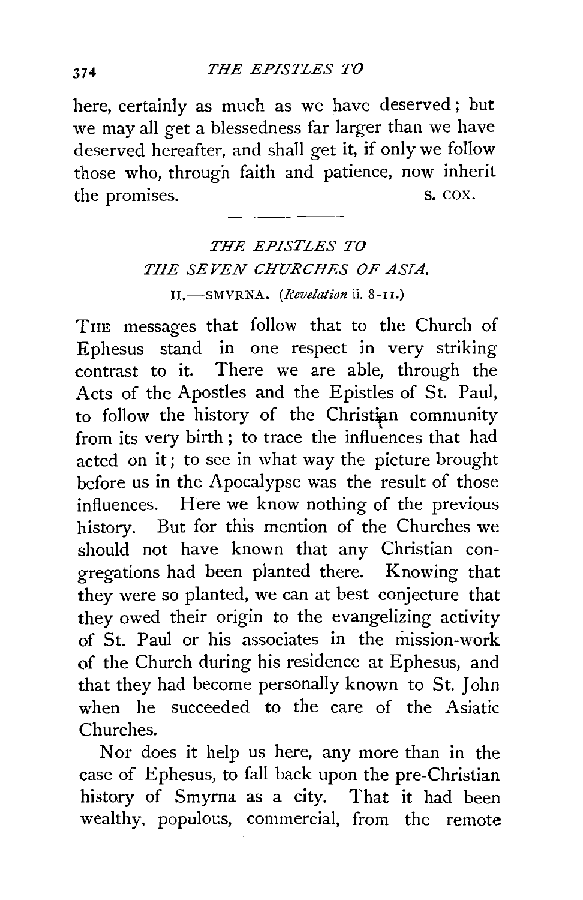here, certainly as much as we have deserved; but we may all get a blessedness far larger than we have deserved hereafter, and shall get it, if only we follow those who, through faith and patience, now inherit the promises.

S. COX.

---

## *THE EPISTLES TO THE SEVEN CHURCHES OF ASIA.*

### II.—SMYRNA. (*Revelation* ii. 8-11.)

THE messages that follow that to the Church of Ephesus stand in one respect in very striking contrast to it. There we are able, through the Acts of the Apostles and the Epistles of St. Paul, to follow the history of the Christian community from its very birth; to trace the influences that had acted on it; to see in what way the picture brought before us in the Apocalypse was the result of those influences. Here we know nothing of the previous history. But for this mention of the Churches we should not have known that any Christian congregations had been planted there. Knowing that they were so planted, we can at best conjecture that they owed their origin to the evangelizing activity of St. Paul or his associates in the mission-work of the Church during his residence at Ephesus, and that they had become personally known to St. John when he succeeded to the care of the Asiatic Churches.

Nor does it help us here, any more than in the case of Ephesus, to fall back upon the pre-Christian history of Smyrna as a city. That it had been wealthy, populous, commercial, from the remote